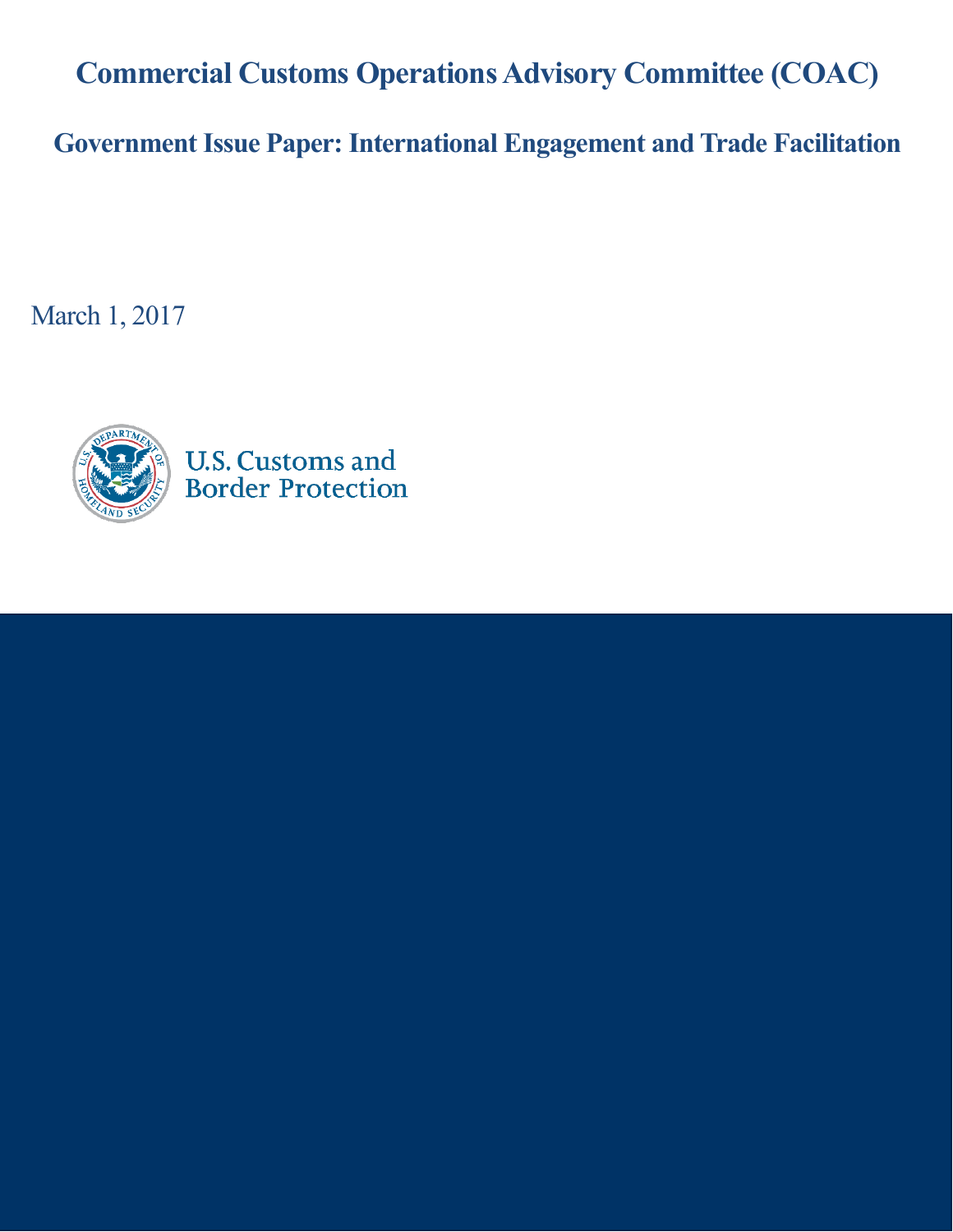# Commercial Customs Operations Advisory Committee (COAC)

## Government Issue Paper: International Engagement and Trade Facilitation

March 1, 2017

U.S. Customs and Border Protection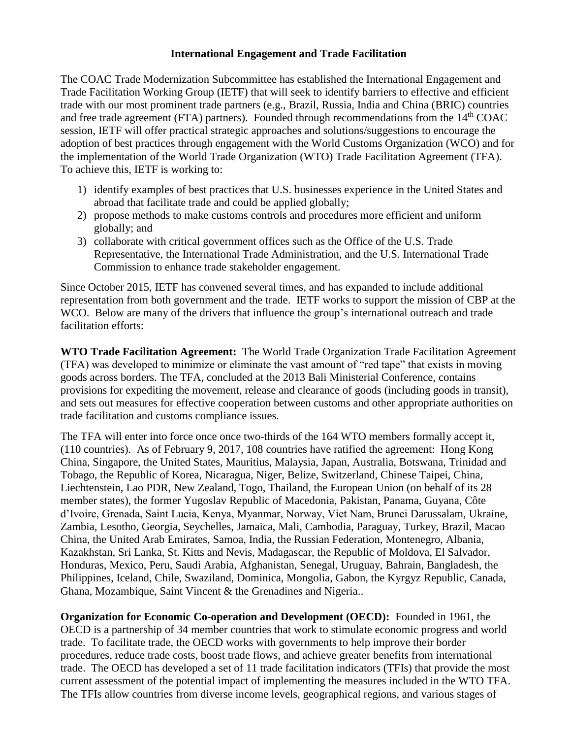**International Engagement and Trade Facilitation**

The COAC Trade Modernization Subcommittee has established the International Engagement and Trade Facilitation Working Group (IETF) that will seek to identify barriers to effective and efficient trade with our most prominent trade partners (e.g., Brazil, Russia, India and China (BRIC) countries and free trade agreement (FTA) partners). Founded through recommendations from the 14th COAC session, IETF will offer practical strategic approaches and solutions/suggestions to encourage the adoption of best practices through engagement with the World Customs Organization (WCO) and for the implementation of the World Trade Organization (WTO) Trade Facilitation Agreement (TFA). To achieve this, IETF is working to:

1) identify examples of best practices that U.S. businesses experience in the United States and abroad that facilitate trade and could be applied globally;
2) propose methods to make customs controls and procedures more efficient and uniform globally; and
3) collaborate with critical government offices such as the Office of the U.S. Trade Representative, the International Trade Administration, and the U.S. International Trade Commission to enhance trade stakeholder engagement.

Since October 2015, IETF has convened several times, and has expanded to include additional representation from both government and the trade. IETF works to support the mission of CBP at the WCO. Below are many of the drivers that influence the group's international outreach and trade facilitation efforts:

**WTO Trade Facilitation Agreement:** The World Trade Organization Trade Facilitation Agreement (TFA) was developed to minimize or eliminate the vast amount of "red tape" that exists in moving goods across borders. The TFA, concluded at the 2013 Bali Ministerial Conference, contains provisions for expediting the movement, release and clearance of goods (including goods in transit), and sets out measures for effective cooperation between customs and other appropriate authorities on trade facilitation and customs compliance issues.

The TFA will enter into force once once two-thirds of the 164 WTO members formally accept it, (110 countries). As of February 9, 2017, 108 countries have ratified the agreement: Hong Kong China, Singapore, the United States, Mauritius, Malaysia, Japan, Australia, Botswana, Trinidad and Tobago, the Republic of Korea, Nicaragua, Niger, Belize, Switzerland, Chinese Taipei, China, Liechtenstein, Lao PDR, New Zealand, Togo, Thailand, the European Union (on behalf of its 28 member states), the former Yugoslav Republic of Macedonia, Pakistan, Panama, Guyana, Côte d'Ivoire, Grenada, Saint Lucia, Kenya, Myanmar, Norway, Viet Nam, Brunei Darussalam, Ukraine, Zambia, Lesotho, Georgia, Seychelles, Jamaica, Mali, Cambodia, Paraguay, Turkey, Brazil, Macao China, the United Arab Emirates, Samoa, India, the Russian Federation, Montenegro, Albania, Kazakhstan, Sri Lanka, St. Kitts and Nevis, Madagascar, the Republic of Moldova, El Salvador, Honduras, Mexico, Peru, Saudi Arabia, Afghanistan, Senegal, Uruguay, Bahrain, Bangladesh, the Philippines, Iceland, Chile, Swaziland, Dominica, Mongolia, Gabon, the Kyrgyz Republic, Canada, Ghana, Mozambique, Saint Vincent & the Grenadines and Nigeria..

**Organization for Economic Co-operation and Development (OECD):** Founded in 1961, the OECD is a partnership of 34 member countries that work to stimulate economic progress and world trade. To facilitate trade, the OECD works with governments to help improve their border procedures, reduce trade costs, boost trade flows, and achieve greater benefits from international trade. The OECD has developed a set of 11 trade facilitation indicators (TFIs) that provide the most current assessment of the potential impact of implementing the measures included in the WTO TFA. The TFIs allow countries from diverse income levels, geographical regions, and various stages of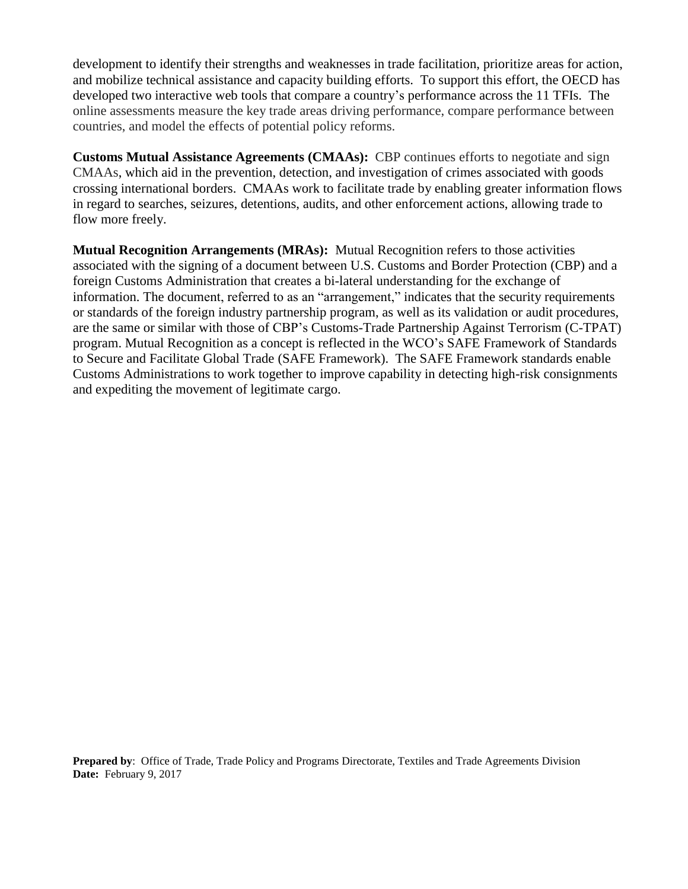development to identify their strengths and weaknesses in trade facilitation, prioritize areas for action, and mobilize technical assistance and capacity building efforts. To support this effort, the OECD has developed two interactive web tools that compare a country's performance across the 11 TFIs. The online assessments measure the key trade areas driving performance, compare performance between countries, and model the effects of potential policy reforms.

**Customs Mutual Assistance Agreements (CMAAs):** CBP continues efforts to negotiate and sign CMAAs, which aid in the prevention, detection, and investigation of crimes associated with goods crossing international borders. CMAAs work to facilitate trade by enabling greater information flows in regard to searches, seizures, detentions, audits, and other enforcement actions, allowing trade to flow more freely.

**Mutual Recognition Arrangements (MRAs):** Mutual Recognition refers to those activities associated with the signing of a document between U.S. Customs and Border Protection (CBP) and a foreign Customs Administration that creates a bi-lateral understanding for the exchange of information. The document, referred to as an "arrangement," indicates that the security requirements or standards of the foreign industry partnership program, as well as its validation or audit procedures, are the same or similar with those of CBP's Customs-Trade Partnership Against Terrorism (C-TPAT) program. Mutual Recognition as a concept is reflected in the WCO's SAFE Framework of Standards to Secure and Facilitate Global Trade (SAFE Framework). The SAFE Framework standards enable Customs Administrations to work together to improve capability in detecting high-risk consignments and expediting the movement of legitimate cargo.

**Prepared by**: Office of Trade, Trade Policy and Programs Directorate, Textiles and Trade Agreements Division
**Date:** February 9, 2017